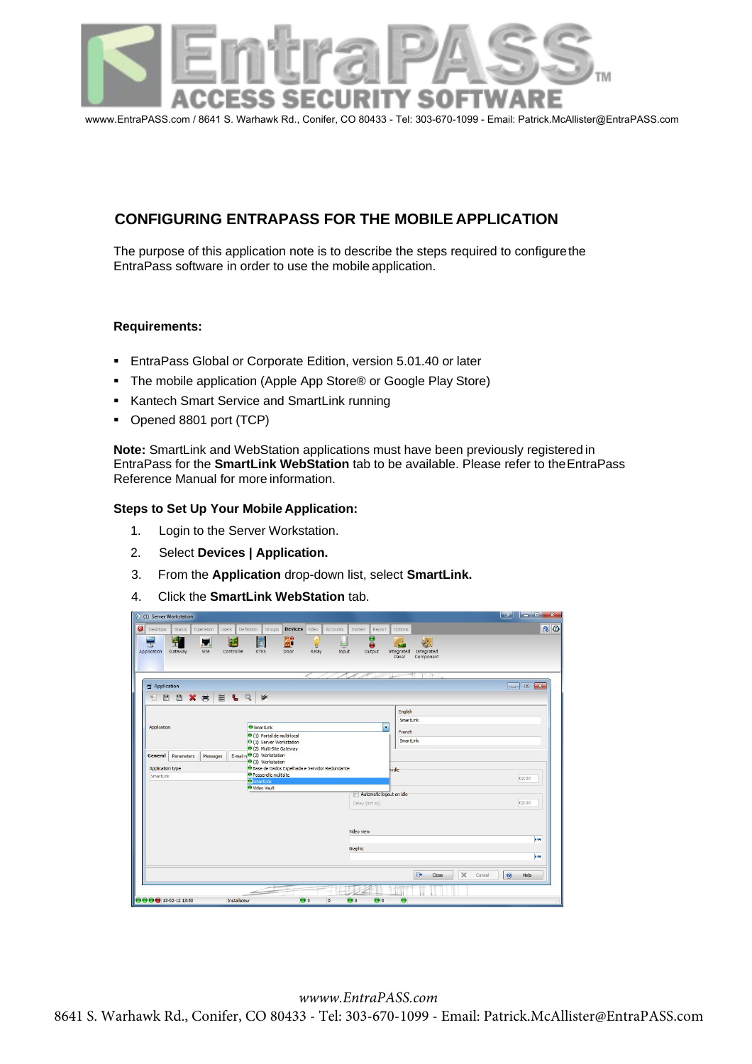## CONFIGURING ENTRAPASS FOR THE MOBILE APPLICATION

The purpose of this application note is to describe the steps required to configure the EntraPass software in order to use the mobile application.

### Requirements:

- EntraPass Global or Corporate Edition, version 5.01.40 or later
- The mobile application (Apple App Store® or Google Play Store)
- Kantech Smart Service and SmartLink running
- Opened 8801 port (TCP)

**Note:** SmartLink and WebStation applications must have been previously registered in EntraPass for the **SmartLink WebStation** tab to be available. Please refer to the EntraPass Reference Manual for more information.

### Steps to Set Up Your Mobile Application:

1. Login to the Server Workstation.
2. Select **Devices | Application.**
3. From the **Application** drop-down list, select **SmartLink.**
4. Click the **SmartLink WebStation** tab.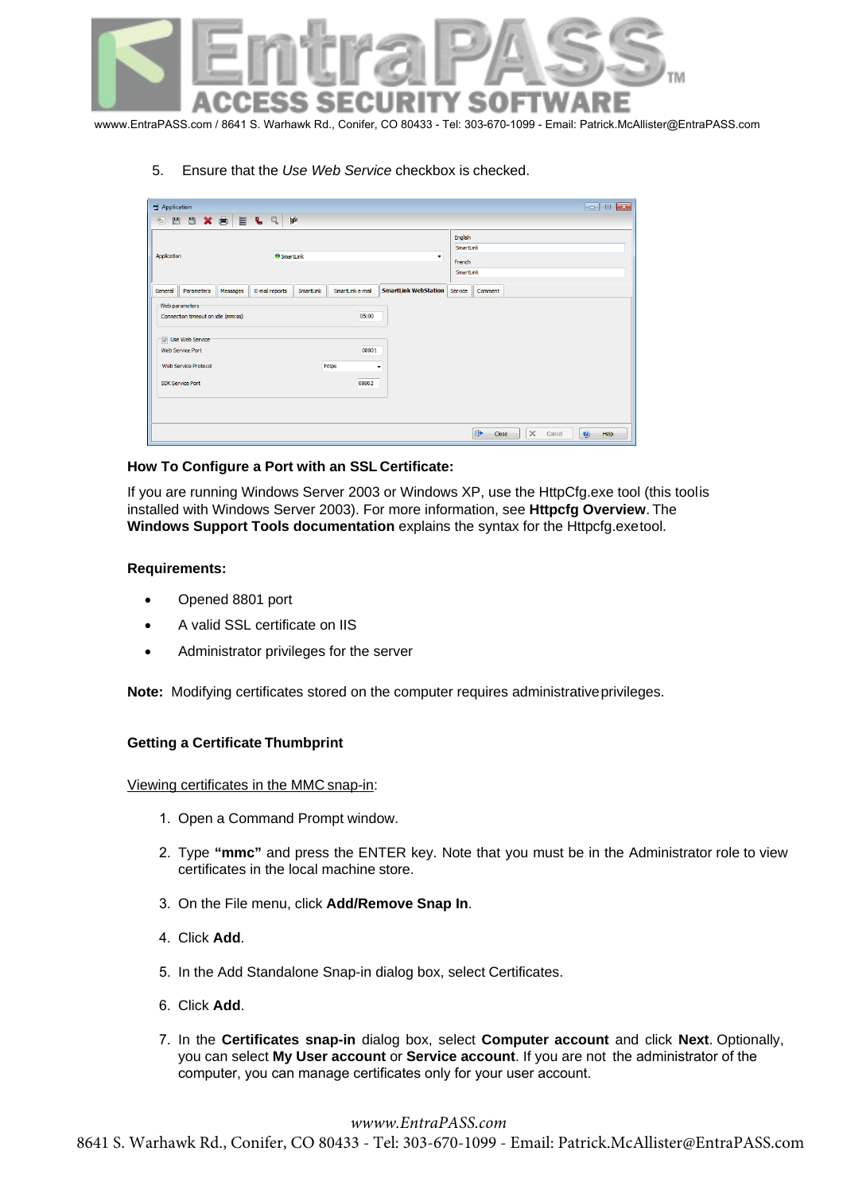5. Ensure that the *Use Web Service* checkbox is checked.

**How To Configure a Port with an SSL Certificate:**

If you are running Windows Server 2003 or Windows XP, use the HttpCfg.exe tool (this tool is installed with Windows Server 2003). For more information, see **Httpcfg Overview**. The **Windows Support Tools documentation** explains the syntax for the Httpcfg.exe tool.

**Requirements:**

- Opened 8801 port
- A valid SSL certificate on IIS
- Administrator privileges for the server

**Note:** Modifying certificates stored on the computer requires administrative privileges.

**Getting a Certificate Thumbprint**

Viewing certificates in the MMC snap-in:

1. Open a Command Prompt window.
2. Type **"mmc"** and press the ENTER key. Note that you must be in the Administrator role to view certificates in the local machine store.
3. On the File menu, click **Add/Remove Snap In**.
4. Click **Add**.
5. In the Add Standalone Snap-in dialog box, select Certificates.
6. Click **Add**.
7. In the **Certificates snap-in** dialog box, select **Computer account** and click **Next**. Optionally, you can select **My User account** or **Service account**. If you are not the administrator of the computer, you can manage certificates only for your user account.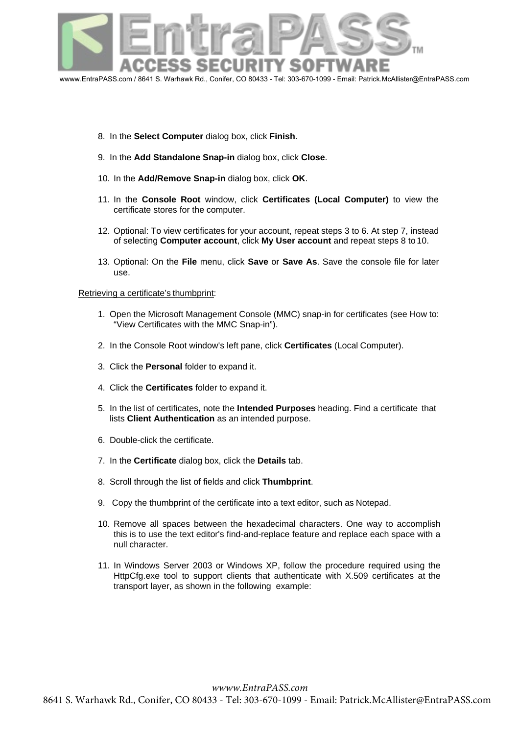8. In the **Select Computer** dialog box, click **Finish**.

9. In the **Add Standalone Snap-in** dialog box, click **Close**.

10. In the **Add/Remove Snap-in** dialog box, click **OK**.

11. In the **Console Root** window, click **Certificates (Local Computer)** to view the certificate stores for the computer.

12. Optional: To view certificates for your account, repeat steps 3 to 6. At step 7, instead of selecting **Computer account**, click **My User account** and repeat steps 8 to 10.

13. Optional: On the **File** menu, click **Save** or **Save As**. Save the console file for later use.

Retrieving a certificate's thumbprint:

1. Open the Microsoft Management Console (MMC) snap-in for certificates (see How to: "View Certificates with the MMC Snap-in").

2. In the Console Root window's left pane, click **Certificates** (Local Computer).

3. Click the **Personal** folder to expand it.

4. Click the **Certificates** folder to expand it.

5. In the list of certificates, note the **Intended Purposes** heading. Find a certificate that lists **Client Authentication** as an intended purpose.

6. Double-click the certificate.

7. In the **Certificate** dialog box, click the **Details** tab.

8. Scroll through the list of fields and click **Thumbprint**.

9. Copy the thumbprint of the certificate into a text editor, such as Notepad.

10. Remove all spaces between the hexadecimal characters. One way to accomplish this is to use the text editor's find-and-replace feature and replace each space with a null character.

11. In Windows Server 2003 or Windows XP, follow the procedure required using the HttpCfg.exe tool to support clients that authenticate with X.509 certificates at the transport layer, as shown in the following example: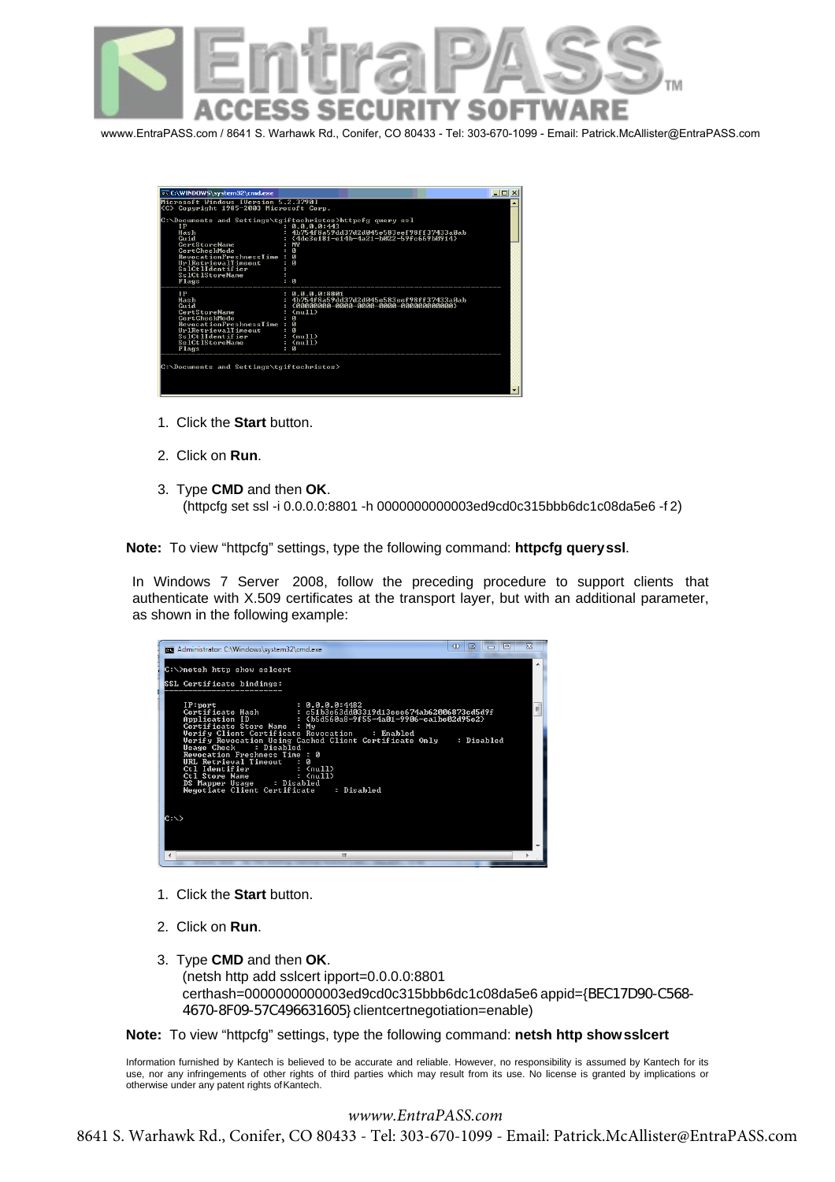1. Click the **Start** button.

2. Click on **Run**.

3. Type **CMD** and then **OK**.
   (httpcfg set ssl -i 0.0.0.0:8801 -h 0000000000003ed9cd0c315bbb6dc1c08da5e6 -f 2)

**Note:** To view "httpcfg" settings, type the following command: **httpcfg query ssl**.

In Windows 7 Server 2008, follow the preceding procedure to support clients that authenticate with X.509 certificates at the transport layer, but with an additional parameter, as shown in the following example:

1. Click the **Start** button.

2. Click on **Run**.

3. Type **CMD** and then **OK**.
   (netsh http add sslcert ipport=0.0.0.0:8801 certhash=0000000000003ed9cd0c315bbb6dc1c08da5e6 appid={BEC17D90-C568-4670-8F09-57C496631605} clientcertnegotiation=enable)

**Note:** To view "httpcfg" settings, type the following command: **netsh http show sslcert**

Information furnished by Kantech is believed to be accurate and reliable. However, no responsibility is assumed by Kantech for its use, nor any infringements of other rights of third parties which may result from its use. No license is granted by implications or otherwise under any patent rights of Kantech.